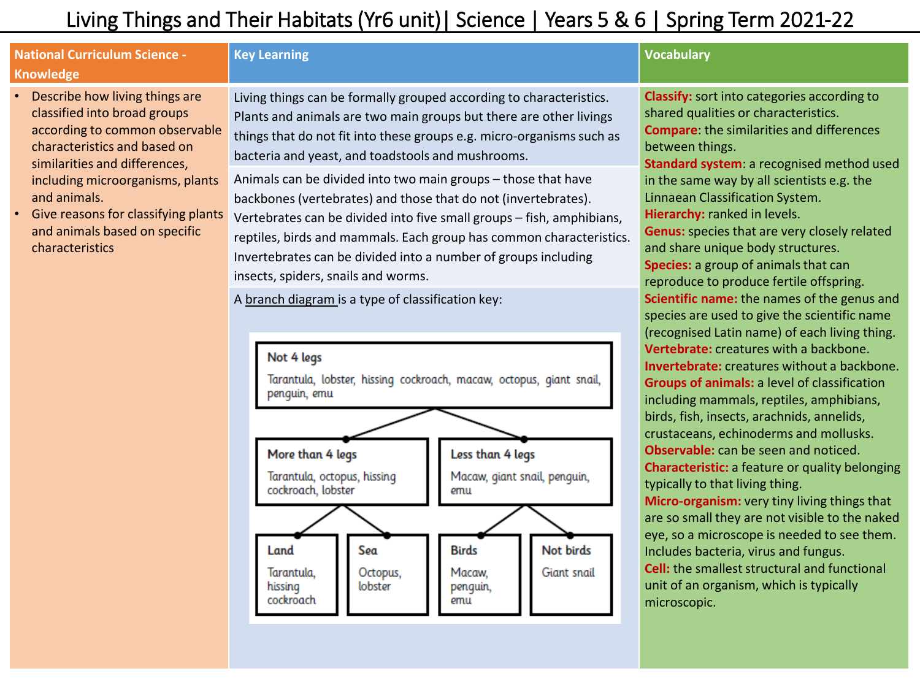# Living Things and Their Habitats (Yr6 unit)| Science | Years 5 & 6 | Spring Term 2021-22

## National Curriculum Science - Knowledge

- Describe how living things are classified into broad groups according to common observable characteristics and based on similarities and differences, including microorganisms, plants and animals.
- Give reasons for classifying plants and animals based on specific characteristics

## Key Learning

Living things can be formally grouped according to characteristics. Plants and animals are two main groups but there are other livings things that do not fit into these groups e.g. micro-organisms such as bacteria and yeast, and toadstools and mushrooms.

Animals can be divided into two main groups – those that have backbones (vertebrates) and those that do not (invertebrates). Vertebrates can be divided into five small groups – fish, amphibians, reptiles, birds and mammals. Each group has common characteristics. Invertebrates can be divided into a number of groups including insects, spiders, snails and worms.

A branch diagram is a type of classification key:

- **Not 4 legs**: Tarantula, lobster, hissing cockroach, macaw, octopus, giant snail, penguin, emu
  - **More than 4 legs**: Tarantula, octopus, hissing cockroach, lobster
    - **Land**: Tarantula, hissing cockroach
    - **Sea**: Octopus, lobster
  - **Less than 4 legs**: Macaw, giant snail, penguin, emu
    - **Birds**: Macaw, penguin, emu
    - **Not birds**: Giant snail

## Vocabulary

**Classify:** sort into categories according to shared qualities or characteristics.
**Compare**: the similarities and differences between things.
**Standard system**: a recognised method used in the same way by all scientists e.g. the Linnaean Classification System.
**Hierarchy:** ranked in levels.
**Genus:** species that are very closely related and share unique body structures.
**Species:** a group of animals that can reproduce to produce fertile offspring.
**Scientific name:** the names of the genus and species are used to give the scientific name (recognised Latin name) of each living thing.
**Vertebrate:** creatures with a backbone.
**Invertebrate:** creatures without a backbone.
**Groups of animals:** a level of classification including mammals, reptiles, amphibians, birds, fish, insects, arachnids, annelids, crustaceans, echinoderms and mollusks.
**Observable:** can be seen and noticed.
**Characteristic:** a feature or quality belonging typically to that living thing.
**Micro-organism:** very tiny living things that are so small they are not visible to the naked eye, so a microscope is needed to see them. Includes bacteria, virus and fungus.
**Cell:** the smallest structural and functional unit of an organism, which is typically microscopic.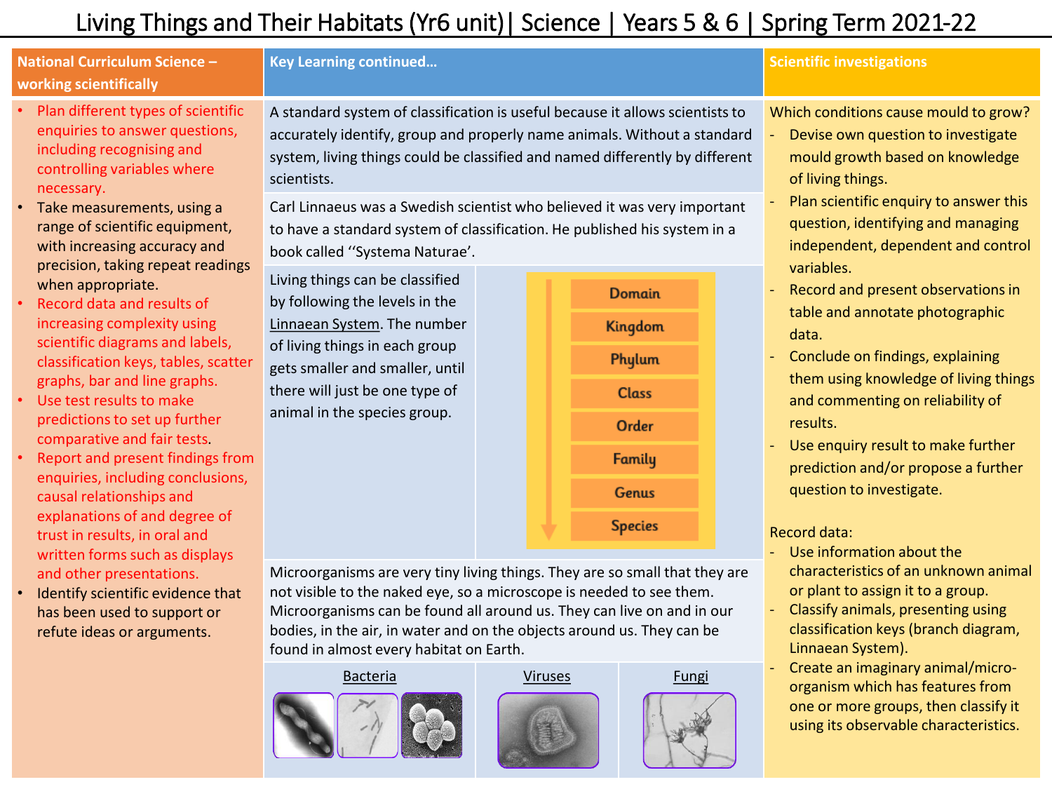# Living Things and Their Habitats (Yr6 unit)| Science | Years 5 & 6 | Spring Term 2021-22

## National Curriculum Science – working scientifically

- Plan different types of scientific enquiries to answer questions, including recognising and controlling variables where necessary.
- Take measurements, using a range of scientific equipment, with increasing accuracy and precision, taking repeat readings when appropriate.
- Record data and results of increasing complexity using scientific diagrams and labels, classification keys, tables, scatter graphs, bar and line graphs.
- Use test results to make predictions to set up further comparative and fair tests.
- Report and present findings from enquiries, including conclusions, causal relationships and explanations of and degree of trust in results, in oral and written forms such as displays and other presentations.
- Identify scientific evidence that has been used to support or refute ideas or arguments.

## Key Learning continued…

A standard system of classification is useful because it allows scientists to accurately identify, group and properly name animals. Without a standard system, living things could be classified and named differently by different scientists.

Carl Linnaeus was a Swedish scientist who believed it was very important to have a standard system of classification. He published his system in a book called ''Systema Naturae'.

Living things can be classified by following the levels in the Linnaean System. The number of living things in each group gets smaller and smaller, until there will just be one type of animal in the species group.

- Domain
- Kingdom
- Phylum
- Class
- Order
- Family
- Genus
- Species

Microorganisms are very tiny living things. They are so small that they are not visible to the naked eye, so a microscope is needed to see them. Microorganisms can be found all around us. They can live on and in our bodies, in the air, in water and on the objects around us. They can be found in almost every habitat on Earth.

Bacteria | Viruses | Fungi

## Scientific investigations

Which conditions cause mould to grow?

- Devise own question to investigate mould growth based on knowledge of living things.
- Plan scientific enquiry to answer this question, identifying and managing independent, dependent and control variables.
- Record and present observations in table and annotate photographic data.
- Conclude on findings, explaining them using knowledge of living things and commenting on reliability of results.
- Use enquiry result to make further prediction and/or propose a further question to investigate.

Record data:

- Use information about the characteristics of an unknown animal or plant to assign it to a group.
- Classify animals, presenting using classification keys (branch diagram, Linnaean System).
- Create an imaginary animal/micro-organism which has features from one or more groups, then classify it using its observable characteristics.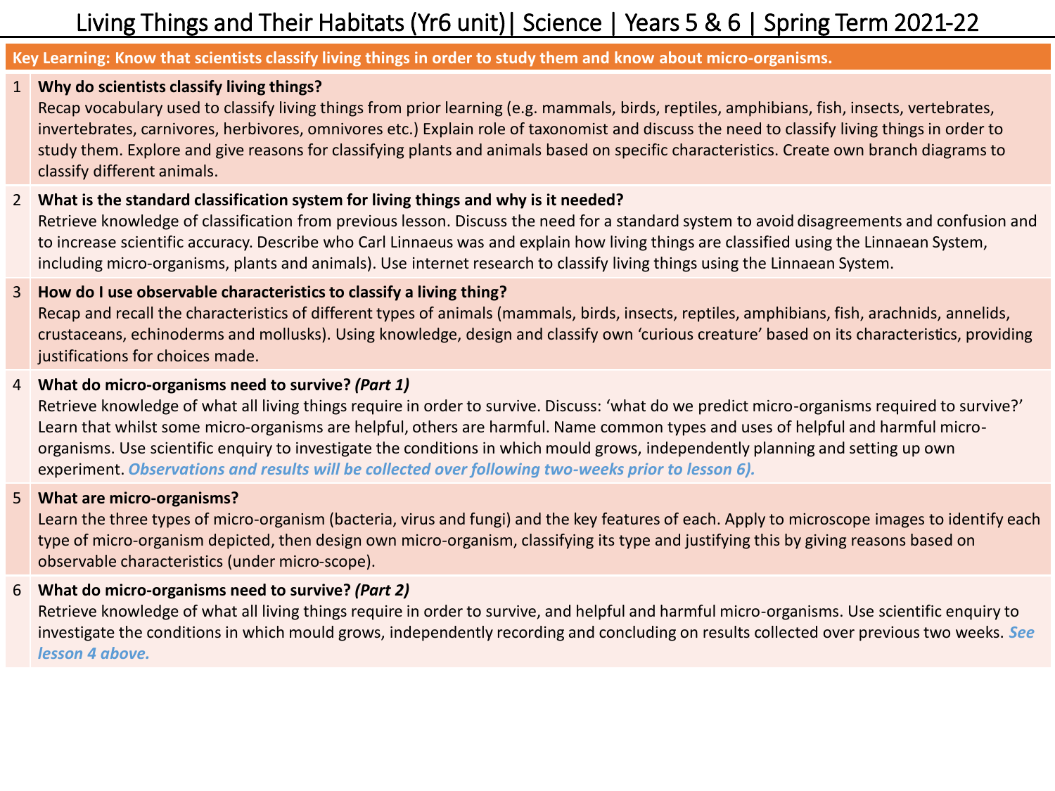# Living Things and Their Habitats (Yr6 unit)| Science | Years 5 & 6 | Spring Term 2021-22

**Key Learning: Know that scientists classify living things in order to study them and know about micro-organisms.**

| | |
|---|---|
| 1 | **Why do scientists classify living things?**<br>Recap vocabulary used to classify living things from prior learning (e.g. mammals, birds, reptiles, amphibians, fish, insects, vertebrates, invertebrates, carnivores, herbivores, omnivores etc.) Explain role of taxonomist and discuss the need to classify living things in order to study them. Explore and give reasons for classifying plants and animals based on specific characteristics. Create own branch diagrams to classify different animals. |
| 2 | **What is the standard classification system for living things and why is it needed?**<br>Retrieve knowledge of classification from previous lesson. Discuss the need for a standard system to avoid disagreements and confusion and to increase scientific accuracy. Describe who Carl Linnaeus was and explain how living things are classified using the Linnaean System, including micro-organisms, plants and animals). Use internet research to classify living things using the Linnaean System. |
| 3 | **How do I use observable characteristics to classify a living thing?**<br>Recap and recall the characteristics of different types of animals (mammals, birds, insects, reptiles, amphibians, fish, arachnids, annelids, crustaceans, echinoderms and mollusks). Using knowledge, design and classify own 'curious creature' based on its characteristics, providing justifications for choices made. |
| 4 | **What do micro-organisms need to survive? *(Part 1)***<br>Retrieve knowledge of what all living things require in order to survive. Discuss: 'what do we predict micro-organisms required to survive?' Learn that whilst some micro-organisms are helpful, others are harmful. Name common types and uses of helpful and harmful micro-organisms. Use scientific enquiry to investigate the conditions in which mould grows, independently planning and setting up own experiment. ***Observations and results will be collected over following two-weeks prior to lesson 6).*** |
| 5 | **What are micro-organisms?**<br>Learn the three types of micro-organism (bacteria, virus and fungi) and the key features of each. Apply to microscope images to identify each type of micro-organism depicted, then design own micro-organism, classifying its type and justifying this by giving reasons based on observable characteristics (under micro-scope). |
| 6 | **What do micro-organisms need to survive? *(Part 2)***<br>Retrieve knowledge of what all living things require in order to survive, and helpful and harmful micro-organisms. Use scientific enquiry to investigate the conditions in which mould grows, independently recording and concluding on results collected over previous two weeks. ***See lesson 4 above.*** |